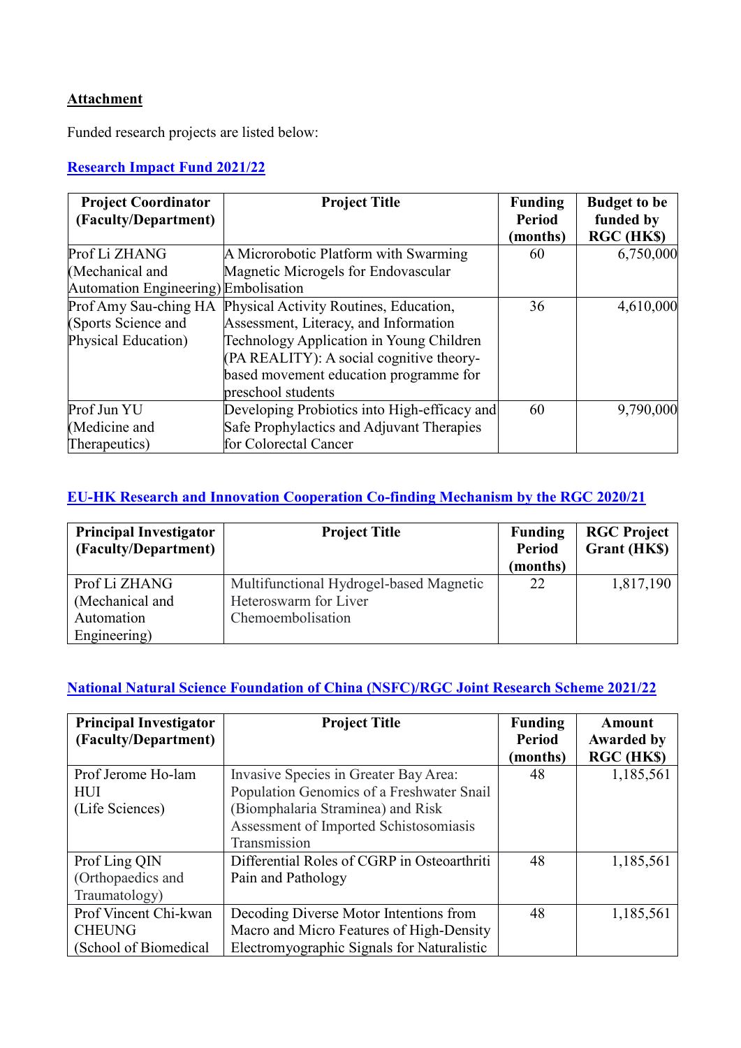**Attachment**

Funded research projects are listed below:

**[Research Impact Fund 2021/22]**

| Project Coordinator (Faculty/Department) | Project Title | Funding Period (months) | Budget to be funded by RGC (HK$) |
|---|---|---|---|
| Prof Li ZHANG (Mechanical and Automation Engineering) | A Microrobotic Platform with Swarming Magnetic Microgels for Endovascular Embolisation | 60 | 6,750,000 |
| Prof Amy Sau-ching HA (Sports Science and Physical Education) | Physical Activity Routines, Education, Assessment, Literacy, and Information Technology Application in Young Children (PA REALITY): A social cognitive theory-based movement education programme for preschool students | 36 | 4,610,000 |
| Prof Jun YU (Medicine and Therapeutics) | Developing Probiotics into High-efficacy and Safe Prophylactics and Adjuvant Therapies for Colorectal Cancer | 60 | 9,790,000 |

**[EU-HK Research and Innovation Cooperation Co-finding Mechanism by the RGC 2020/21]**

| Principal Investigator (Faculty/Department) | Project Title | Funding Period (months) | RGC Project Grant (HK$) |
|---|---|---|---|
| Prof Li ZHANG (Mechanical and Automation Engineering) | Multifunctional Hydrogel-based Magnetic Heteroswarm for Liver Chemoembolisation | 22 | 1,817,190 |

**[National Natural Science Foundation of China (NSFC)/RGC Joint Research Scheme 2021/22]**

| Principal Investigator (Faculty/Department) | Project Title | Funding Period (months) | Amount Awarded by RGC (HK$) |
|---|---|---|---|
| Prof Jerome Ho-lam HUI (Life Sciences) | Invasive Species in Greater Bay Area: Population Genomics of a Freshwater Snail (Biomphalaria Straminea) and Risk Assessment of Imported Schistosomiasis Transmission | 48 | 1,185,561 |
| Prof Ling QIN (Orthopaedics and Traumatology) | Differential Roles of CGRP in Osteoarthriti Pain and Pathology | 48 | 1,185,561 |
| Prof Vincent Chi-kwan CHEUNG (School of Biomedical | Decoding Diverse Motor Intentions from Macro and Micro Features of High-Density Electromyographic Signals for Naturalistic | 48 | 1,185,561 |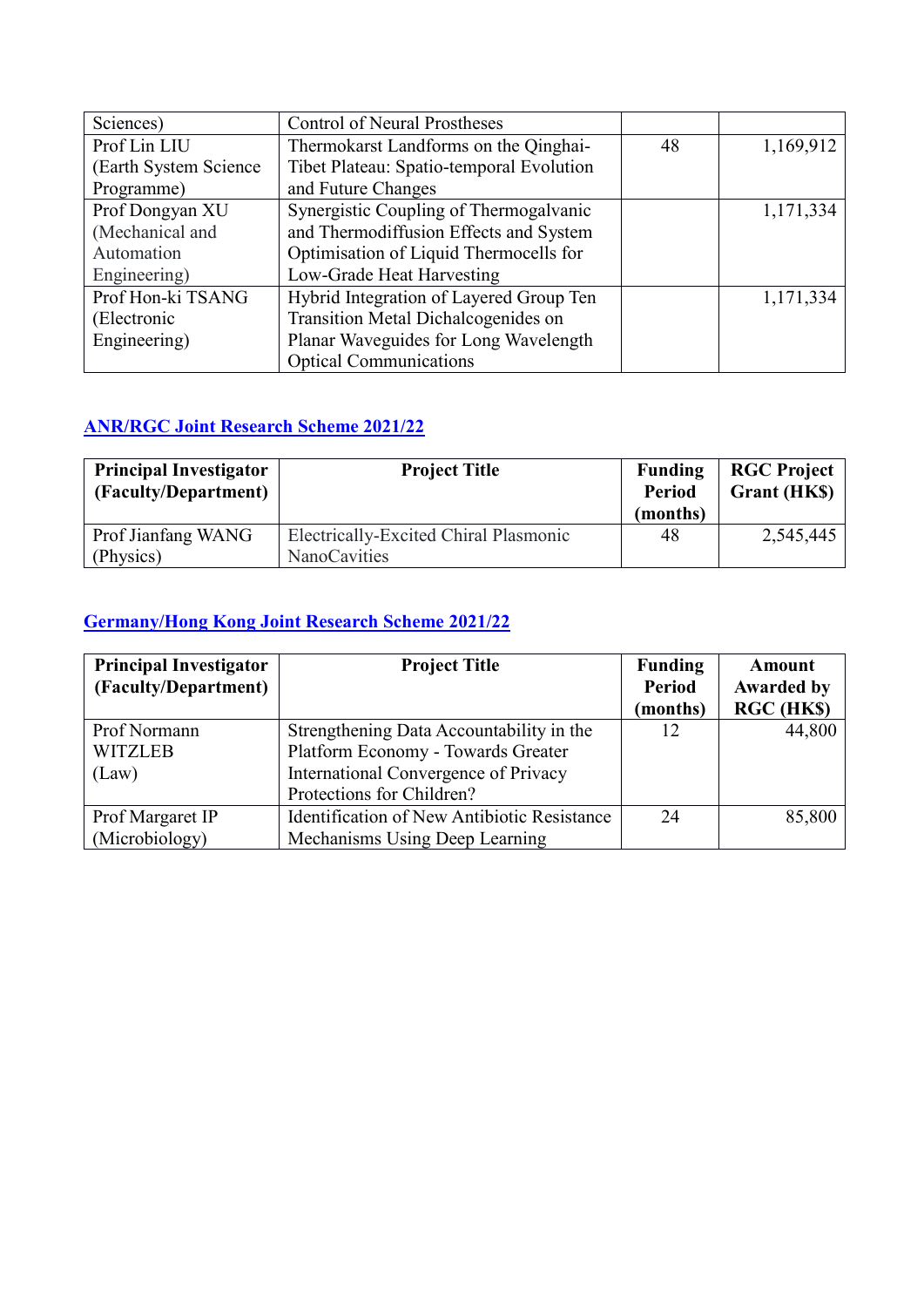| | | | |
|---|---|---|---|
| Sciences) | Control of Neural Prostheses | | |
| Prof Lin LIU (Earth System Science Programme) | Thermokarst Landforms on the Qinghai-Tibet Plateau: Spatio-temporal Evolution and Future Changes | 48 | 1,169,912 |
| Prof Dongyan XU (Mechanical and Automation Engineering) | Synergistic Coupling of Thermogalvanic and Thermodiffusion Effects and System Optimisation of Liquid Thermocells for Low-Grade Heat Harvesting | | 1,171,334 |
| Prof Hon-ki TSANG (Electronic Engineering) | Hybrid Integration of Layered Group Ten Transition Metal Dichalcogenides on Planar Waveguides for Long Wavelength Optical Communications | | 1,171,334 |

## ANR/RGC Joint Research Scheme 2021/22

| Principal Investigator (Faculty/Department) | Project Title | Funding Period (months) | RGC Project Grant (HK$) |
|---|---|---|---|
| Prof Jianfang WANG (Physics) | Electrically-Excited Chiral Plasmonic NanoCavities | 48 | 2,545,445 |

## Germany/Hong Kong Joint Research Scheme 2021/22

| Principal Investigator (Faculty/Department) | Project Title | Funding Period (months) | Amount Awarded by RGC (HK$) |
|---|---|---|---|
| Prof Normann WITZLEB (Law) | Strengthening Data Accountability in the Platform Economy - Towards Greater International Convergence of Privacy Protections for Children? | 12 | 44,800 |
| Prof Margaret IP (Microbiology) | Identification of New Antibiotic Resistance Mechanisms Using Deep Learning | 24 | 85,800 |